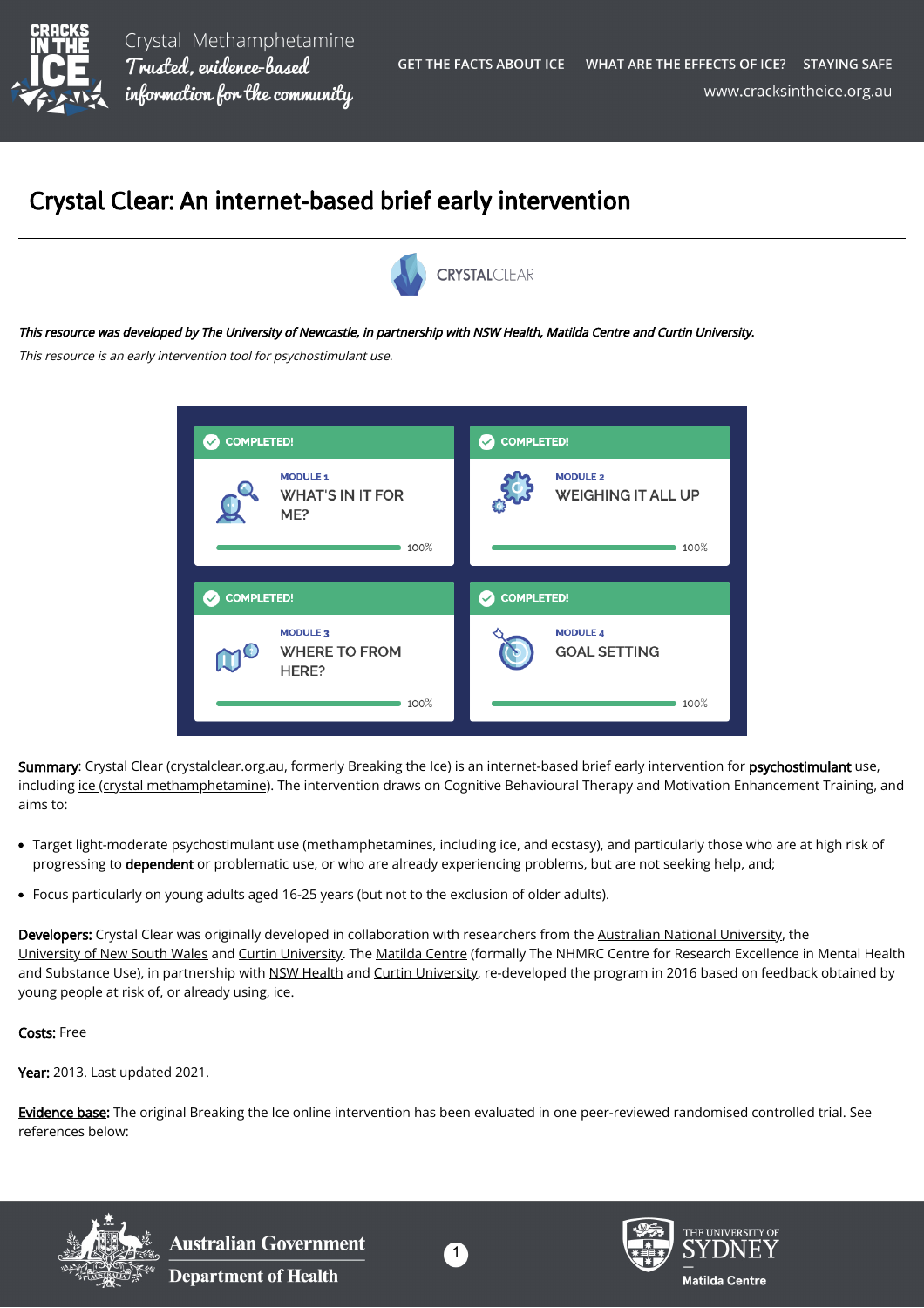# Crystal Clear: An internet-based brief early intervention

***This resource was developed by The University of Newcastle, in partnership with NSW Health, Matilda Centre and Curtin University.***

*This resource is an early intervention tool for psychostimulant use.*

**Summary**: Crystal Clear (crystalclear.org.au, formerly Breaking the Ice) is an internet-based brief early intervention for **psychostimulant** use, including ice (crystal methamphetamine). The intervention draws on Cognitive Behavioural Therapy and Motivation Enhancement Training, and aims to:

- Target light-moderate psychostimulant use (methamphetamines, including ice, and ecstasy), and particularly those who are at high risk of progressing to **dependent** or problematic use, or who are already experiencing problems, but are not seeking help, and;
- Focus particularly on young adults aged 16-25 years (but not to the exclusion of older adults).

**Developers:** Crystal Clear was originally developed in collaboration with researchers from the Australian National University, the University of New South Wales and Curtin University. The Matilda Centre (formally The NHMRC Centre for Research Excellence in Mental Health and Substance Use), in partnership with NSW Health and Curtin University, re-developed the program in 2016 based on feedback obtained by young people at risk of, or already using, ice.

**Costs:** Free

**Year:** 2013. Last updated 2021.

**Evidence base:** The original Breaking the Ice online intervention has been evaluated in one peer-reviewed randomised controlled trial. See references below: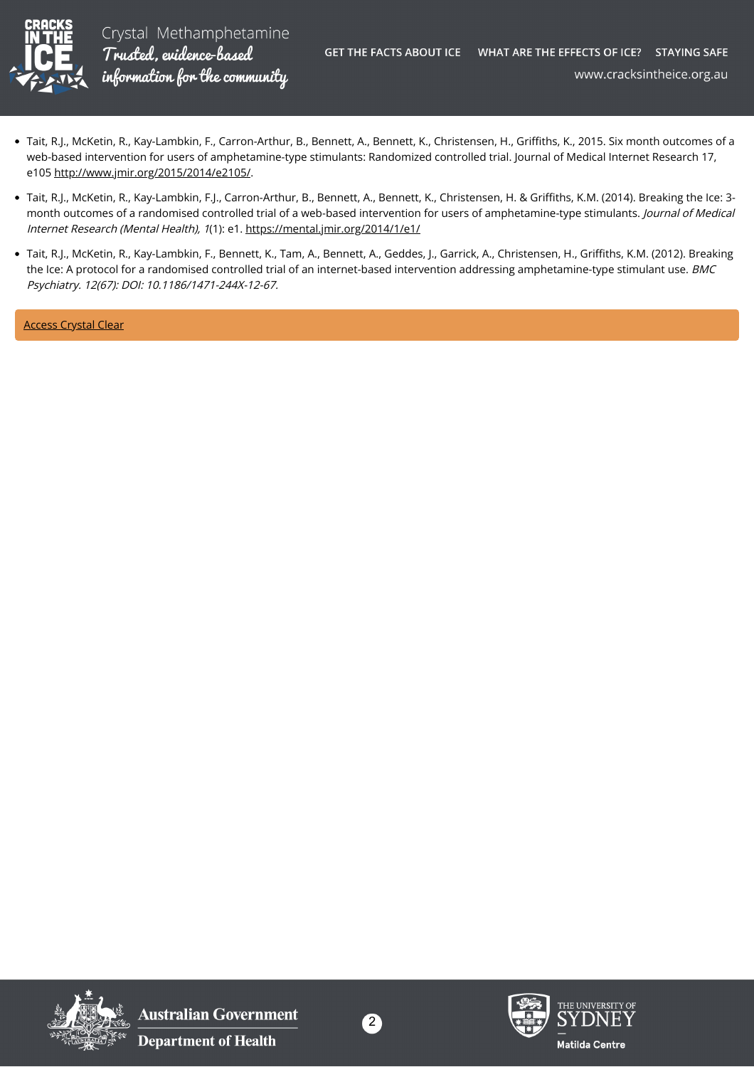- Tait, R.J., McKetin, R., Kay-Lambkin, F., Carron-Arthur, B., Bennett, A., Bennett, K., Christensen, H., Griffiths, K., 2015. Six month outcomes of a web-based intervention for users of amphetamine-type stimulants: Randomized controlled trial. Journal of Medical Internet Research 17, e105 http://www.jmir.org/2015/2014/e2105/.
- Tait, R.J., McKetin, R., Kay-Lambkin, F.J., Carron-Arthur, B., Bennett, A., Bennett, K., Christensen, H. & Griffiths, K.M. (2014). Breaking the Ice: 3-month outcomes of a randomised controlled trial of a web-based intervention for users of amphetamine-type stimulants. *Journal of Medical Internet Research (Mental Health), 1*(1): e1. https://mental.jmir.org/2014/1/e1/
- Tait, R.J., McKetin, R., Kay-Lambkin, F., Bennett, K., Tam, A., Bennett, A., Geddes, J., Garrick, A., Christensen, H., Griffiths, K.M. (2012). Breaking the Ice: A protocol for a randomised controlled trial of an internet-based intervention addressing amphetamine-type stimulant use. *BMC Psychiatry. 12(67): DOI: 10.1186/1471-244X-12-67.*

Access Crystal Clear